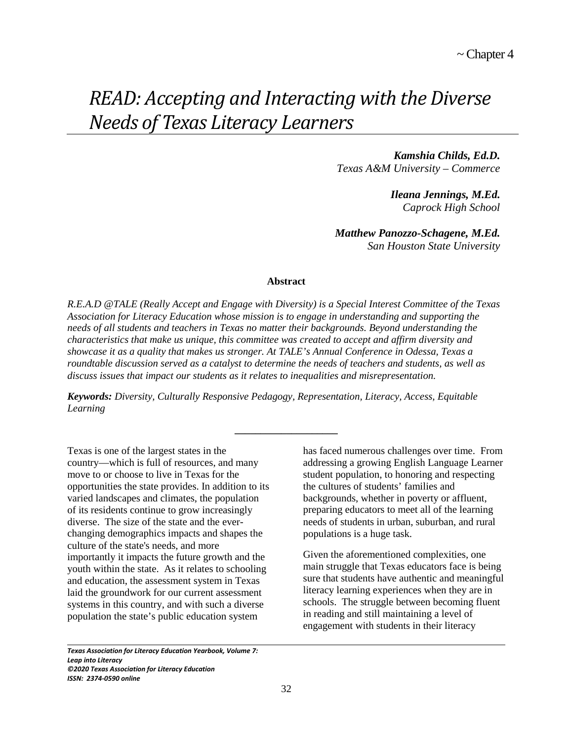~ Chapter 4

# *READ: Accepting and Interacting with the Diverse Needs of Texas Literacy Learners*

***Kamshia Childs, Ed.D.***
*Texas A&M University – Commerce*

***Ileana Jennings, M.Ed.***
*Caprock High School*

***Matthew Panozzo-Schagene, M.Ed.***
*San Houston State University*

**Abstract**

*R.E.A.D @TALE (Really Accept and Engage with Diversity) is a Special Interest Committee of the Texas Association for Literacy Education whose mission is to engage in understanding and supporting the needs of all students and teachers in Texas no matter their backgrounds. Beyond understanding the characteristics that make us unique, this committee was created to accept and affirm diversity and showcase it as a quality that makes us stronger. At TALE's Annual Conference in Odessa, Texas a roundtable discussion served as a catalyst to determine the needs of teachers and students, as well as discuss issues that impact our students as it relates to inequalities and misrepresentation.*

***Keywords:*** *Diversity, Culturally Responsive Pedagogy, Representation, Literacy, Access, Equitable Learning*

---

Texas is one of the largest states in the country—which is full of resources, and many move to or choose to live in Texas for the opportunities the state provides. In addition to its varied landscapes and climates, the population of its residents continue to grow increasingly diverse. The size of the state and the ever-changing demographics impacts and shapes the culture of the state's needs, and more importantly it impacts the future growth and the youth within the state. As it relates to schooling and education, the assessment system in Texas laid the groundwork for our current assessment systems in this country, and with such a diverse population the state's public education system has faced numerous challenges over time. From addressing a growing English Language Learner student population, to honoring and respecting the cultures of students' families and backgrounds, whether in poverty or affluent, preparing educators to meet all of the learning needs of students in urban, suburban, and rural populations is a huge task.

Given the aforementioned complexities, one main struggle that Texas educators face is being sure that students have authentic and meaningful literacy learning experiences when they are in schools. The struggle between becoming fluent in reading and still maintaining a level of engagement with students in their literacy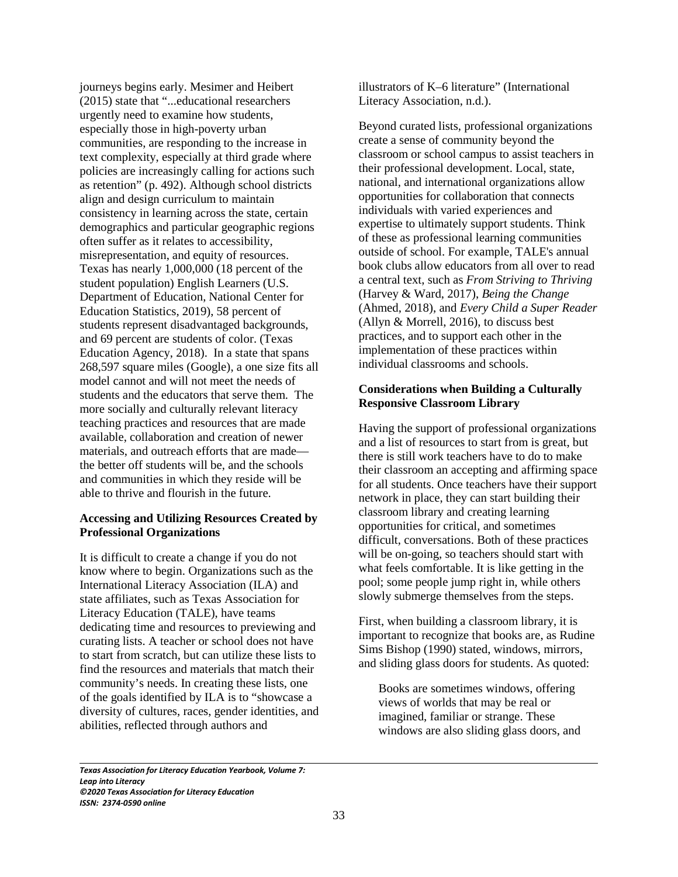journeys begins early. Mesimer and Heibert (2015) state that "...educational researchers urgently need to examine how students, especially those in high-poverty urban communities, are responding to the increase in text complexity, especially at third grade where policies are increasingly calling for actions such as retention" (p. 492). Although school districts align and design curriculum to maintain consistency in learning across the state, certain demographics and particular geographic regions often suffer as it relates to accessibility, misrepresentation, and equity of resources. Texas has nearly 1,000,000 (18 percent of the student population) English Learners (U.S. Department of Education, National Center for Education Statistics, 2019), 58 percent of students represent disadvantaged backgrounds, and 69 percent are students of color. (Texas Education Agency, 2018). In a state that spans 268,597 square miles (Google), a one size fits all model cannot and will not meet the needs of students and the educators that serve them. The more socially and culturally relevant literacy teaching practices and resources that are made available, collaboration and creation of newer materials, and outreach efforts that are made—the better off students will be, and the schools and communities in which they reside will be able to thrive and flourish in the future.

**Accessing and Utilizing Resources Created by Professional Organizations**

It is difficult to create a change if you do not know where to begin. Organizations such as the International Literacy Association (ILA) and state affiliates, such as Texas Association for Literacy Education (TALE), have teams dedicating time and resources to previewing and curating lists. A teacher or school does not have to start from scratch, but can utilize these lists to find the resources and materials that match their community's needs. In creating these lists, one of the goals identified by ILA is to "showcase a diversity of cultures, races, gender identities, and abilities, reflected through authors and illustrators of K–6 literature" (International Literacy Association, n.d.).

Beyond curated lists, professional organizations create a sense of community beyond the classroom or school campus to assist teachers in their professional development. Local, state, national, and international organizations allow opportunities for collaboration that connects individuals with varied experiences and expertise to ultimately support students. Think of these as professional learning communities outside of school. For example, TALE's annual book clubs allow educators from all over to read a central text, such as *From Striving to Thriving* (Harvey & Ward, 2017), *Being the Change* (Ahmed, 2018), and *Every Child a Super Reader* (Allyn & Morrell, 2016), to discuss best practices, and to support each other in the implementation of these practices within individual classrooms and schools.

**Considerations when Building a Culturally Responsive Classroom Library**

Having the support of professional organizations and a list of resources to start from is great, but there is still work teachers have to do to make their classroom an accepting and affirming space for all students. Once teachers have their support network in place, they can start building their classroom library and creating learning opportunities for critical, and sometimes difficult, conversations. Both of these practices will be on-going, so teachers should start with what feels comfortable. It is like getting in the pool; some people jump right in, while others slowly submerge themselves from the steps.

First, when building a classroom library, it is important to recognize that books are, as Rudine Sims Bishop (1990) stated, windows, mirrors, and sliding glass doors for students. As quoted:

> Books are sometimes windows, offering views of worlds that may be real or imagined, familiar or strange. These windows are also sliding glass doors, and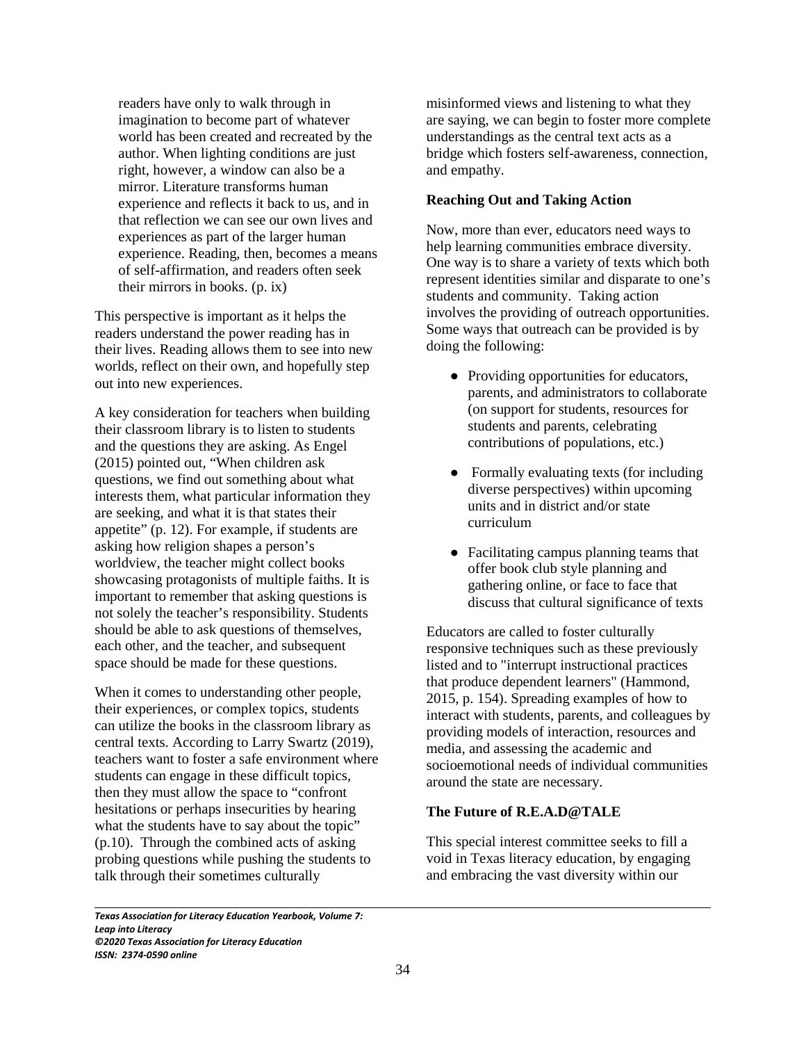> readers have only to walk through in imagination to become part of whatever world has been created and recreated by the author. When lighting conditions are just right, however, a window can also be a mirror. Literature transforms human experience and reflects it back to us, and in that reflection we can see our own lives and experiences as part of the larger human experience. Reading, then, becomes a means of self-affirmation, and readers often seek their mirrors in books. (p. ix)

This perspective is important as it helps the readers understand the power reading has in their lives. Reading allows them to see into new worlds, reflect on their own, and hopefully step out into new experiences.

A key consideration for teachers when building their classroom library is to listen to students and the questions they are asking. As Engel (2015) pointed out, "When children ask questions, we find out something about what interests them, what particular information they are seeking, and what it is that states their appetite" (p. 12). For example, if students are asking how religion shapes a person's worldview, the teacher might collect books showcasing protagonists of multiple faiths. It is important to remember that asking questions is not solely the teacher's responsibility. Students should be able to ask questions of themselves, each other, and the teacher, and subsequent space should be made for these questions.

When it comes to understanding other people, their experiences, or complex topics, students can utilize the books in the classroom library as central texts. According to Larry Swartz (2019), teachers want to foster a safe environment where students can engage in these difficult topics, then they must allow the space to "confront hesitations or perhaps insecurities by hearing what the students have to say about the topic" (p.10). Through the combined acts of asking probing questions while pushing the students to talk through their sometimes culturally misinformed views and listening to what they are saying, we can begin to foster more complete understandings as the central text acts as a bridge which fosters self-awareness, connection, and empathy.

**Reaching Out and Taking Action**

Now, more than ever, educators need ways to help learning communities embrace diversity. One way is to share a variety of texts which both represent identities similar and disparate to one's students and community. Taking action involves the providing of outreach opportunities. Some ways that outreach can be provided is by doing the following:

- Providing opportunities for educators, parents, and administrators to collaborate (on support for students, resources for students and parents, celebrating contributions of populations, etc.)
- Formally evaluating texts (for including diverse perspectives) within upcoming units and in district and/or state curriculum
- Facilitating campus planning teams that offer book club style planning and gathering online, or face to face that discuss that cultural significance of texts

Educators are called to foster culturally responsive techniques such as these previously listed and to "interrupt instructional practices that produce dependent learners" (Hammond, 2015, p. 154). Spreading examples of how to interact with students, parents, and colleagues by providing models of interaction, resources and media, and assessing the academic and socioemotional needs of individual communities around the state are necessary.

**The Future of R.E.A.D@TALE**

This special interest committee seeks to fill a void in Texas literacy education, by engaging and embracing the vast diversity within our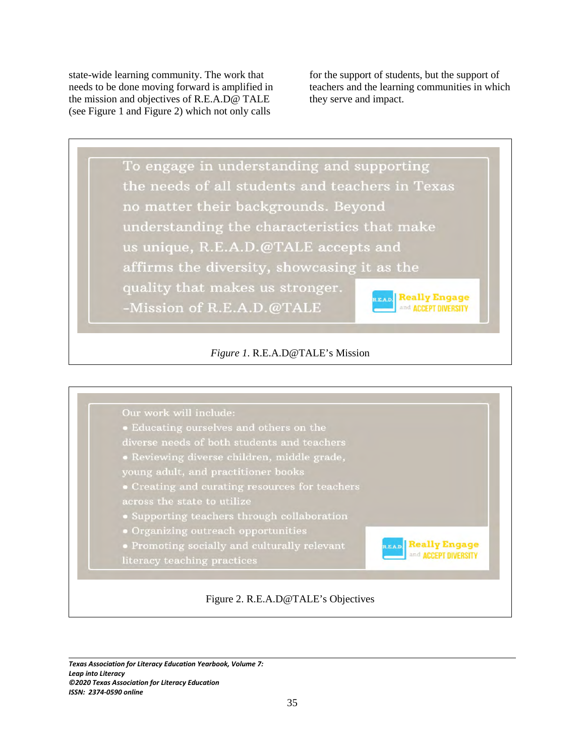state-wide learning community. The work that needs to be done moving forward is amplified in the mission and objectives of R.E.A.D@ TALE (see Figure 1 and Figure 2) which not only calls for the support of students, but the support of teachers and the learning communities in which they serve and impact.

To engage in understanding and supporting the needs of all students and teachers in Texas no matter their backgrounds. Beyond understanding the characteristics that make us unique, R.E.A.D.@TALE accepts and affirms the diversity, showcasing it as the quality that makes us stronger.
-Mission of R.E.A.D.@TALE

R.E.A.D. Really Engage and ACCEPT DIVERSITY

*Figure 1*. R.E.A.D@TALE's Mission

Our work will include:

- Educating ourselves and others on the diverse needs of both students and teachers
- Reviewing diverse children, middle grade, young adult, and practitioner books
- Creating and curating resources for teachers across the state to utilize
- Supporting teachers through collaboration
- Organizing outreach opportunities
- Promoting socially and culturally relevant literacy teaching practices

R.E.A.D. Really Engage and ACCEPT DIVERSITY

Figure 2. R.E.A.D@TALE's Objectives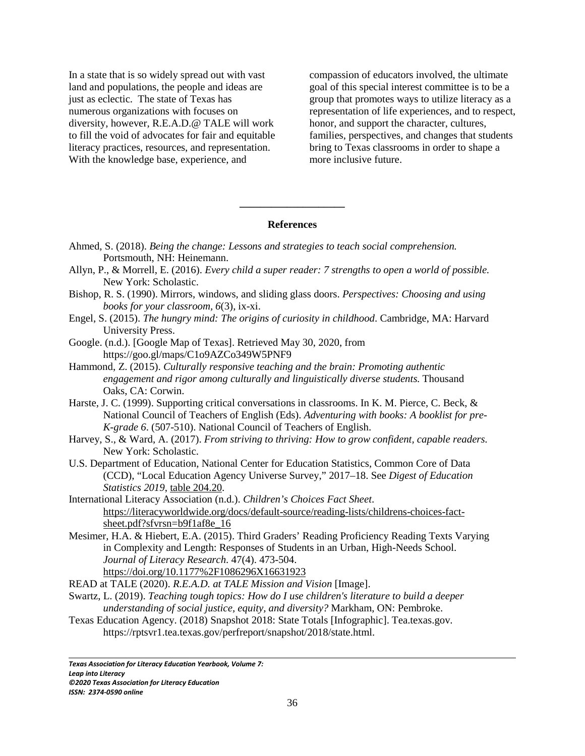In a state that is so widely spread out with vast land and populations, the people and ideas are just as eclectic. The state of Texas has numerous organizations with focuses on diversity, however, R.E.A.D.@ TALE will work to fill the void of advocates for fair and equitable literacy practices, resources, and representation. With the knowledge base, experience, and compassion of educators involved, the ultimate goal of this special interest committee is to be a group that promotes ways to utilize literacy as a representation of life experiences, and to respect, honor, and support the character, cultures, families, perspectives, and changes that students bring to Texas classrooms in order to shape a more inclusive future.

---

## References

Ahmed, S. (2018). *Being the change: Lessons and strategies to teach social comprehension.* Portsmouth, NH: Heinemann.

Allyn, P., & Morrell, E. (2016). *Every child a super reader: 7 strengths to open a world of possible.* New York: Scholastic.

Bishop, R. S. (1990). Mirrors, windows, and sliding glass doors. *Perspectives: Choosing and using books for your classroom, 6*(3), ix-xi.

Engel, S. (2015). *The hungry mind: The origins of curiosity in childhood*. Cambridge, MA: Harvard University Press.

Google. (n.d.). [Google Map of Texas]. Retrieved May 30, 2020, from https://goo.gl/maps/C1o9AZCo349W5PNF9

Hammond, Z. (2015). *Culturally responsive teaching and the brain: Promoting authentic engagement and rigor among culturally and linguistically diverse students.* Thousand Oaks, CA: Corwin.

Harste, J. C. (1999). Supporting critical conversations in classrooms. In K. M. Pierce, C. Beck, & National Council of Teachers of English (Eds). *Adventuring with books: A booklist for pre-K-grade 6*. (507-510). National Council of Teachers of English.

Harvey, S., & Ward, A. (2017). *From striving to thriving: How to grow confident, capable readers.* New York: Scholastic.

U.S. Department of Education, National Center for Education Statistics, Common Core of Data (CCD), "Local Education Agency Universe Survey," 2017–18. See *Digest of Education Statistics 2019*, table 204.20.

International Literacy Association (n.d.). *Children's Choices Fact Sheet*. https://literacyworldwide.org/docs/default-source/reading-lists/childrens-choices-fact-sheet.pdf?sfvrsn=b9f1af8e_16

Mesimer, H.A. & Hiebert, E.A. (2015). Third Graders' Reading Proficiency Reading Texts Varying in Complexity and Length: Responses of Students in an Urban, High-Needs School. *Journal of Literacy Research*. 47(4). 473-504. https://doi.org/10.1177%2F1086296X16631923

READ at TALE (2020). *R.E.A.D. at TALE Mission and Vision* [Image].

Swartz, L. (2019). *Teaching tough topics: How do I use children's literature to build a deeper understanding of social justice, equity, and diversity?* Markham, ON: Pembroke.

Texas Education Agency. (2018) Snapshot 2018: State Totals [Infographic]. Tea.texas.gov. https://rptsvr1.tea.texas.gov/perfreport/snapshot/2018/state.html.